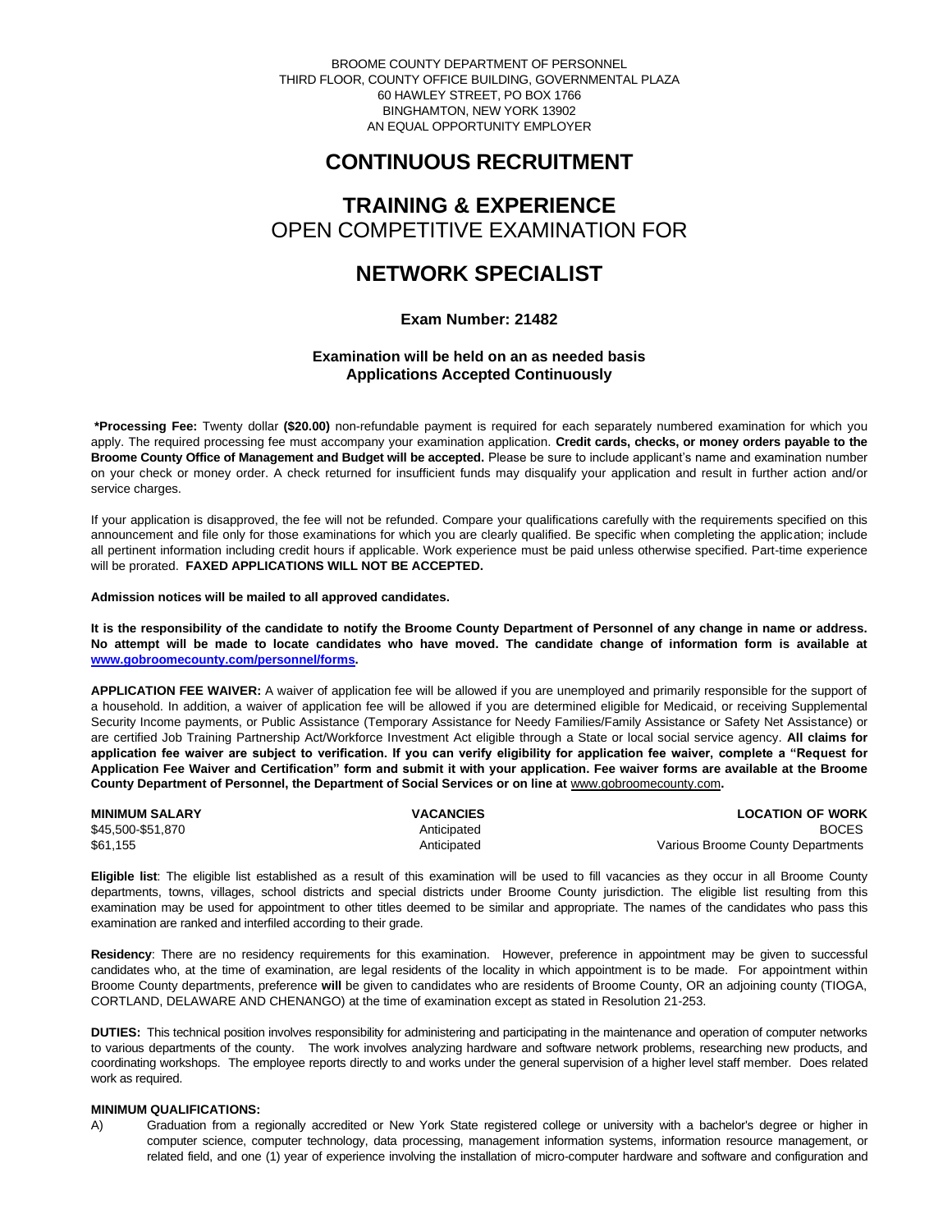BROOME COUNTY DEPARTMENT OF PERSONNEL
THIRD FLOOR, COUNTY OFFICE BUILDING, GOVERNMENTAL PLAZA
60 HAWLEY STREET, PO BOX 1766
BINGHAMTON, NEW YORK 13902
AN EQUAL OPPORTUNITY EMPLOYER

# CONTINUOUS RECRUITMENT

## TRAINING & EXPERIENCE
OPEN COMPETITIVE EXAMINATION FOR

# NETWORK SPECIALIST

### Exam Number: 21482

**Examination will be held on an as needed basis**
**Applications Accepted Continuously**

**\*Processing Fee:** Twenty dollar **($20.00)** non-refundable payment is required for each separately numbered examination for which you apply. The required processing fee must accompany your examination application. **Credit cards, checks, or money orders payable to the Broome County Office of Management and Budget will be accepted.** Please be sure to include applicant's name and examination number on your check or money order. A check returned for insufficient funds may disqualify your application and result in further action and/or service charges.

If your application is disapproved, the fee will not be refunded. Compare your qualifications carefully with the requirements specified on this announcement and file only for those examinations for which you are clearly qualified. Be specific when completing the application; include all pertinent information including credit hours if applicable. Work experience must be paid unless otherwise specified. Part-time experience will be prorated. **FAXED APPLICATIONS WILL NOT BE ACCEPTED.**

**Admission notices will be mailed to all approved candidates.**

**It is the responsibility of the candidate to notify the Broome County Department of Personnel of any change in name or address. No attempt will be made to locate candidates who have moved. The candidate change of information form is available at www.gobroomecounty.com/personnel/forms.**

**APPLICATION FEE WAIVER:** A waiver of application fee will be allowed if you are unemployed and primarily responsible for the support of a household. In addition, a waiver of application fee will be allowed if you are determined eligible for Medicaid, or receiving Supplemental Security Income payments, or Public Assistance (Temporary Assistance for Needy Families/Family Assistance or Safety Net Assistance) or are certified Job Training Partnership Act/Workforce Investment Act eligible through a State or local social service agency. **All claims for application fee waiver are subject to verification. If you can verify eligibility for application fee waiver, complete a "Request for Application Fee Waiver and Certification" form and submit it with your application. Fee waiver forms are available at the Broome County Department of Personnel, the Department of Social Services or on line at www.gobroomecounty.com.**

| MINIMUM SALARY | VACANCIES | LOCATION OF WORK |
|---|---|---|
| $45,500-$51,870 | Anticipated | BOCES |
| $61,155 | Anticipated | Various Broome County Departments |

**Eligible list**: The eligible list established as a result of this examination will be used to fill vacancies as they occur in all Broome County departments, towns, villages, school districts and special districts under Broome County jurisdiction. The eligible list resulting from this examination may be used for appointment to other titles deemed to be similar and appropriate. The names of the candidates who pass this examination are ranked and interfiled according to their grade.

**Residency**: There are no residency requirements for this examination. However, preference in appointment may be given to successful candidates who, at the time of examination, are legal residents of the locality in which appointment is to be made. For appointment within Broome County departments, preference **will** be given to candidates who are residents of Broome County, OR an adjoining county (TIOGA, CORTLAND, DELAWARE AND CHENANGO) at the time of examination except as stated in Resolution 21-253.

**DUTIES:** This technical position involves responsibility for administering and participating in the maintenance and operation of computer networks to various departments of the county. The work involves analyzing hardware and software network problems, researching new products, and coordinating workshops. The employee reports directly to and works under the general supervision of a higher level staff member. Does related work as required.

**MINIMUM QUALIFICATIONS:**

A) Graduation from a regionally accredited or New York State registered college or university with a bachelor's degree or higher in computer science, computer technology, data processing, management information systems, information resource management, or related field, and one (1) year of experience involving the installation of micro-computer hardware and software and configuration and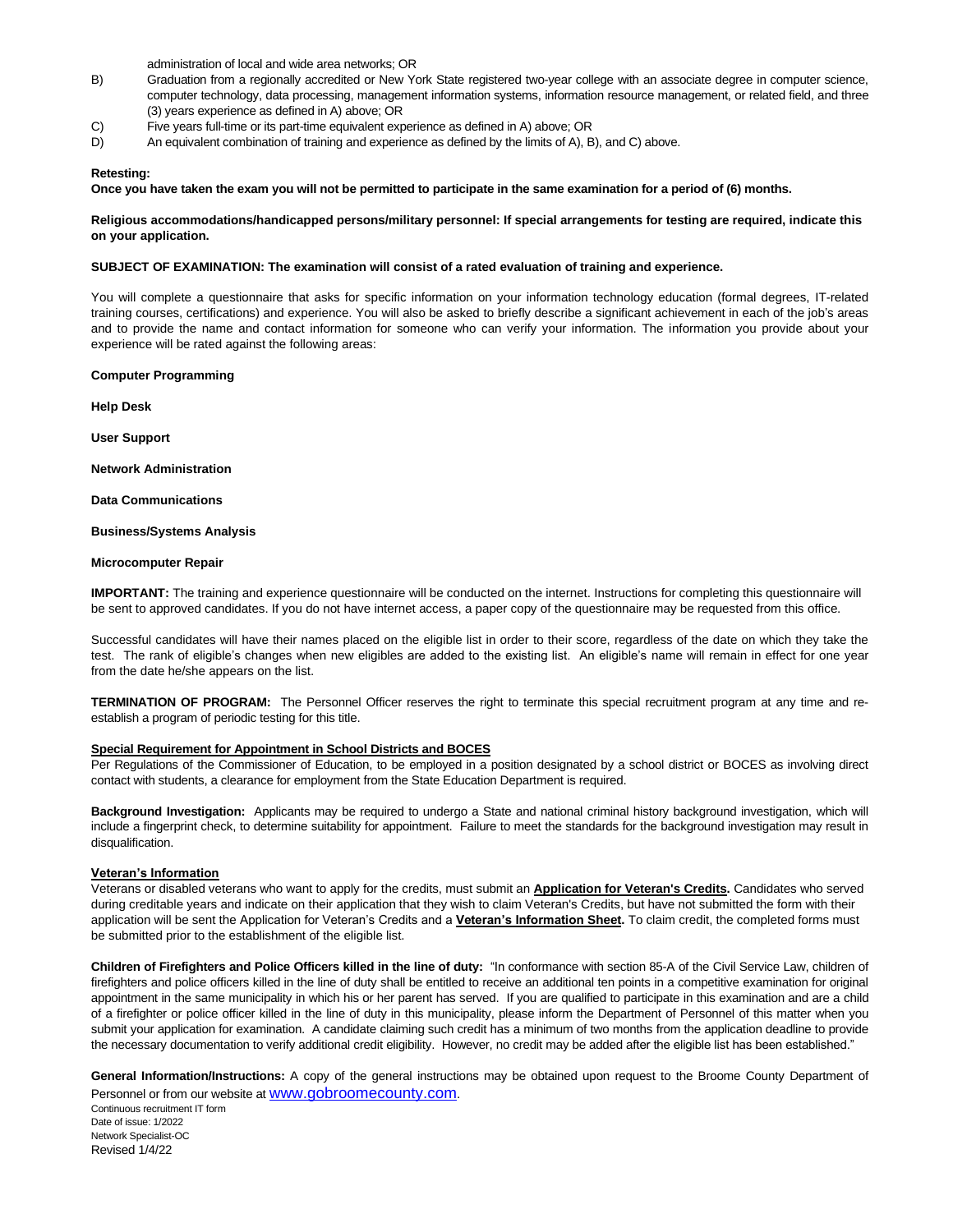administration of local and wide area networks; OR

B) Graduation from a regionally accredited or New York State registered two-year college with an associate degree in computer science, computer technology, data processing, management information systems, information resource management, or related field, and three (3) years experience as defined in A) above; OR

C) Five years full-time or its part-time equivalent experience as defined in A) above; OR

D) An equivalent combination of training and experience as defined by the limits of A), B), and C) above.

**Retesting:**

**Once you have taken the exam you will not be permitted to participate in the same examination for a period of (6) months.**

**Religious accommodations/handicapped persons/military personnel: If special arrangements for testing are required, indicate this on your application.**

**SUBJECT OF EXAMINATION: The examination will consist of a rated evaluation of training and experience.**

You will complete a questionnaire that asks for specific information on your information technology education (formal degrees, IT-related training courses, certifications) and experience. You will also be asked to briefly describe a significant achievement in each of the job's areas and to provide the name and contact information for someone who can verify your information. The information you provide about your experience will be rated against the following areas:

**Computer Programming**

**Help Desk**

**User Support**

**Network Administration**

**Data Communications**

**Business/Systems Analysis**

**Microcomputer Repair**

**IMPORTANT:** The training and experience questionnaire will be conducted on the internet. Instructions for completing this questionnaire will be sent to approved candidates. If you do not have internet access, a paper copy of the questionnaire may be requested from this office.

Successful candidates will have their names placed on the eligible list in order to their score, regardless of the date on which they take the test. The rank of eligible's changes when new eligibles are added to the existing list. An eligible's name will remain in effect for one year from the date he/she appears on the list.

**TERMINATION OF PROGRAM:** The Personnel Officer reserves the right to terminate this special recruitment program at any time and re-establish a program of periodic testing for this title.

**Special Requirement for Appointment in School Districts and BOCES**

Per Regulations of the Commissioner of Education, to be employed in a position designated by a school district or BOCES as involving direct contact with students, a clearance for employment from the State Education Department is required.

**Background Investigation:** Applicants may be required to undergo a State and national criminal history background investigation, which will include a fingerprint check, to determine suitability for appointment. Failure to meet the standards for the background investigation may result in disqualification.

**Veteran's Information**

Veterans or disabled veterans who want to apply for the credits, must submit an **Application for Veteran's Credits.** Candidates who served during creditable years and indicate on their application that they wish to claim Veteran's Credits, but have not submitted the form with their application will be sent the Application for Veteran's Credits and a **Veteran's Information Sheet.** To claim credit, the completed forms must be submitted prior to the establishment of the eligible list.

**Children of Firefighters and Police Officers killed in the line of duty:** "In conformance with section 85-A of the Civil Service Law, children of firefighters and police officers killed in the line of duty shall be entitled to receive an additional ten points in a competitive examination for original appointment in the same municipality in which his or her parent has served. If you are qualified to participate in this examination and are a child of a firefighter or police officer killed in the line of duty in this municipality, please inform the Department of Personnel of this matter when you submit your application for examination. A candidate claiming such credit has a minimum of two months from the application deadline to provide the necessary documentation to verify additional credit eligibility. However, no credit may be added after the eligible list has been established."

**General Information/Instructions:** A copy of the general instructions may be obtained upon request to the Broome County Department of Personnel or from our website at www.gobroomecounty.com.

Continuous recruitment IT form
Date of issue: 1/2022
Network Specialist-OC
Revised 1/4/22